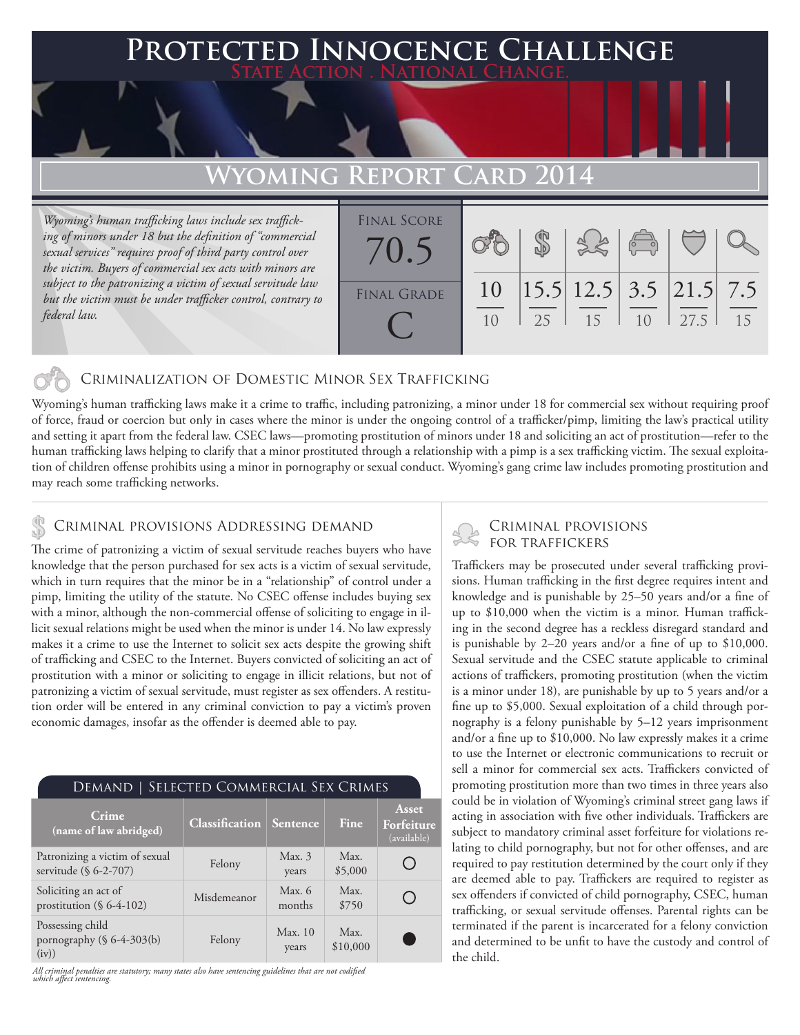# Protected Innocence Challenge

**State Action . National Change.**

## Wyoming Report Card 2014

*Wyoming's human trafficking laws include sex trafficking of minors under 18 but the definition of "commercial sexual services" requires proof of third party control over the victim. Buyers of commercial sex acts with minors are subject to the patronizing a victim of sexual servitude law but the victim must be under trafficker control, contrary to federal law.*

**Final Score:** 70.5

**Final Grade:** C

| Criminalization | Demand | Traffickers | Facilitators | Protective Provisions | Investigation |
|---|---|---|---|---|---|
| 10/10 | 15.5/25 | 12.5/15 | 3.5/10 | 21.5/27.5 | 7.5/15 |

### Criminalization of Domestic Minor Sex Trafficking

Wyoming's human trafficking laws make it a crime to traffic, including patronizing, a minor under 18 for commercial sex without requiring proof of force, fraud or coercion but only in cases where the minor is under the ongoing control of a trafficker/pimp, limiting the law's practical utility and setting it apart from the federal law. CSEC laws—promoting prostitution of minors under 18 and soliciting an act of prostitution—refer to the human trafficking laws helping to clarify that a minor prostituted through a relationship with a pimp is a sex trafficking victim. The sexual exploitation of children offense prohibits using a minor in pornography or sexual conduct. Wyoming's gang crime law includes promoting prostitution and may reach some trafficking networks.

### Criminal provisions Addressing demand

The crime of patronizing a victim of sexual servitude reaches buyers who have knowledge that the person purchased for sex acts is a victim of sexual servitude, which in turn requires that the minor be in a "relationship" of control under a pimp, limiting the utility of the statute. No CSEC offense includes buying sex with a minor, although the non-commercial offense of soliciting to engage in illicit sexual relations might be used when the minor is under 14. No law expressly makes it a crime to use the Internet to solicit sex acts despite the growing shift of trafficking and CSEC to the Internet. Buyers convicted of soliciting an act of prostitution with a minor or soliciting to engage in illicit relations, but not of patronizing a victim of sexual servitude, must register as sex offenders. A restitution order will be entered in any criminal conviction to pay a victim's proven economic damages, insofar as the offender is deemed able to pay.

#### Demand | Selected Commercial Sex Crimes

| Crime (name of law abridged) | Classification | Sentence | Fine | Asset Forfeiture (available) |
|---|---|---|---|---|
| Patronizing a victim of sexual servitude (§ 6-2-707) | Felony | Max. 3 years | Max. $5,000 | ○ |
| Soliciting an act of prostitution (§ 6-4-102) | Misdemeanor | Max. 6 months | Max. $750 | ○ |
| Possessing child pornography (§ 6-4-303(b)(iv)) | Felony | Max. 10 years | Max. $10,000 | ● |

*All criminal penalties are statutory; many states also have sentencing guidelines that are not codified which affect sentencing.*

### Criminal provisions for traffickers

Traffickers may be prosecuted under several trafficking provisions. Human trafficking in the first degree requires intent and knowledge and is punishable by 25–50 years and/or a fine of up to $10,000 when the victim is a minor. Human trafficking in the second degree has a reckless disregard standard and is punishable by 2–20 years and/or a fine of up to $10,000. Sexual servitude and the CSEC statute applicable to criminal actions of traffickers, promoting prostitution (when the victim is a minor under 18), are punishable by up to 5 years and/or a fine up to $5,000. Sexual exploitation of a child through pornography is a felony punishable by 5–12 years imprisonment and/or a fine up to $10,000. No law expressly makes it a crime to use the Internet or electronic communications to recruit or sell a minor for commercial sex acts. Traffickers convicted of promoting prostitution more than two times in three years also could be in violation of Wyoming's criminal street gang laws if acting in association with five other individuals. Traffickers are subject to mandatory criminal asset forfeiture for violations relating to child pornography, but not for other offenses, and are required to pay restitution determined by the court only if they are deemed able to pay. Traffickers are required to register as sex offenders if convicted of child pornography, CSEC, human trafficking, or sexual servitude offenses. Parental rights can be terminated if the parent is incarcerated for a felony conviction and determined to be unfit to have the custody and control of the child.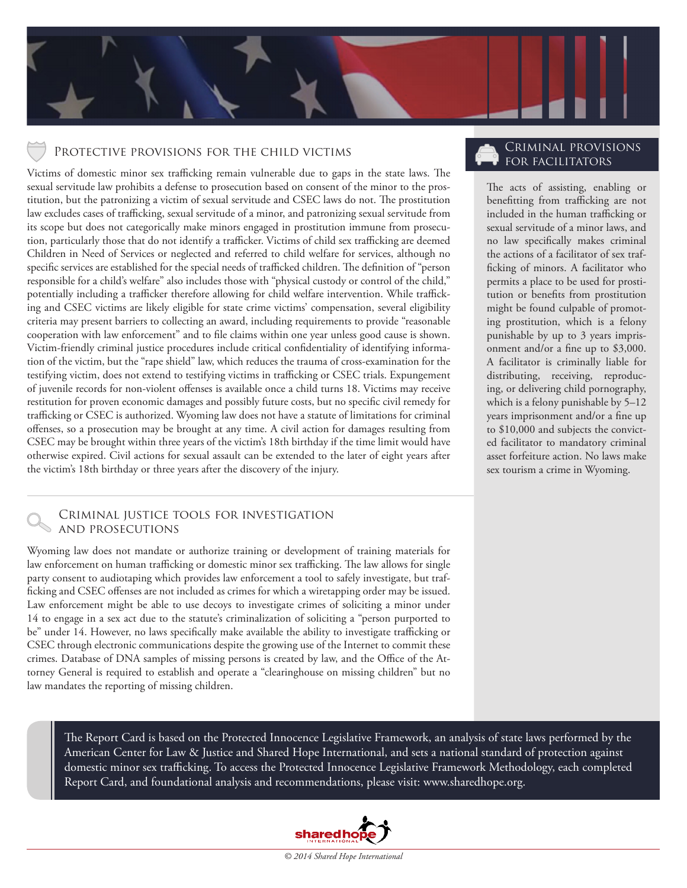## Protective provisions for the child victims

Victims of domestic minor sex trafficking remain vulnerable due to gaps in the state laws. The sexual servitude law prohibits a defense to prosecution based on consent of the minor to the prostitution, but the patronizing a victim of sexual servitude and CSEC laws do not. The prostitution law excludes cases of trafficking, sexual servitude of a minor, and patronizing sexual servitude from its scope but does not categorically make minors engaged in prostitution immune from prosecution, particularly those that do not identify a trafficker. Victims of child sex trafficking are deemed Children in Need of Services or neglected and referred to child welfare for services, although no specific services are established for the special needs of trafficked children. The definition of "person responsible for a child's welfare" also includes those with "physical custody or control of the child," potentially including a trafficker therefore allowing for child welfare intervention. While trafficking and CSEC victims are likely eligible for state crime victims' compensation, several eligibility criteria may present barriers to collecting an award, including requirements to provide "reasonable cooperation with law enforcement" and to file claims within one year unless good cause is shown. Victim-friendly criminal justice procedures include critical confidentiality of identifying information of the victim, but the "rape shield" law, which reduces the trauma of cross-examination for the testifying victim, does not extend to testifying victims in trafficking or CSEC trials. Expungement of juvenile records for non-violent offenses is available once a child turns 18. Victims may receive restitution for proven economic damages and possibly future costs, but no specific civil remedy for trafficking or CSEC is authorized. Wyoming law does not have a statute of limitations for criminal offenses, so a prosecution may be brought at any time. A civil action for damages resulting from CSEC may be brought within three years of the victim's 18th birthday if the time limit would have otherwise expired. Civil actions for sexual assault can be extended to the later of eight years after the victim's 18th birthday or three years after the discovery of the injury.

## Criminal justice tools for investigation and prosecutions

Wyoming law does not mandate or authorize training or development of training materials for law enforcement on human trafficking or domestic minor sex trafficking. The law allows for single party consent to audiotaping which provides law enforcement a tool to safely investigate, but trafficking and CSEC offenses are not included as crimes for which a wiretapping order may be issued. Law enforcement might be able to use decoys to investigate crimes of soliciting a minor under 14 to engage in a sex act due to the statute's criminalization of soliciting a "person purported to be" under 14. However, no laws specifically make available the ability to investigate trafficking or CSEC through electronic communications despite the growing use of the Internet to commit these crimes. Database of DNA samples of missing persons is created by law, and the Office of the Attorney General is required to establish and operate a "clearinghouse on missing children" but no law mandates the reporting of missing children.

## Criminal provisions for facilitators

The acts of assisting, enabling or benefitting from trafficking are not included in the human trafficking or sexual servitude of a minor laws, and no law specifically makes criminal the actions of a facilitator of sex trafficking of minors. A facilitator who permits a place to be used for prostitution or benefits from prostitution might be found culpable of promoting prostitution, which is a felony punishable by up to 3 years imprisonment and/or a fine up to $3,000. A facilitator is criminally liable for distributing, receiving, reproducing, or delivering child pornography, which is a felony punishable by 5–12 years imprisonment and/or a fine up to $10,000 and subjects the convicted facilitator to mandatory criminal asset forfeiture action. No laws make sex tourism a crime in Wyoming.

The Report Card is based on the Protected Innocence Legislative Framework, an analysis of state laws performed by the American Center for Law & Justice and Shared Hope International, and sets a national standard of protection against domestic minor sex trafficking. To access the Protected Innocence Legislative Framework Methodology, each completed Report Card, and foundational analysis and recommendations, please visit: www.sharedhope.org.

shared hope INTERNATIONAL

*© 2014 Shared Hope International*